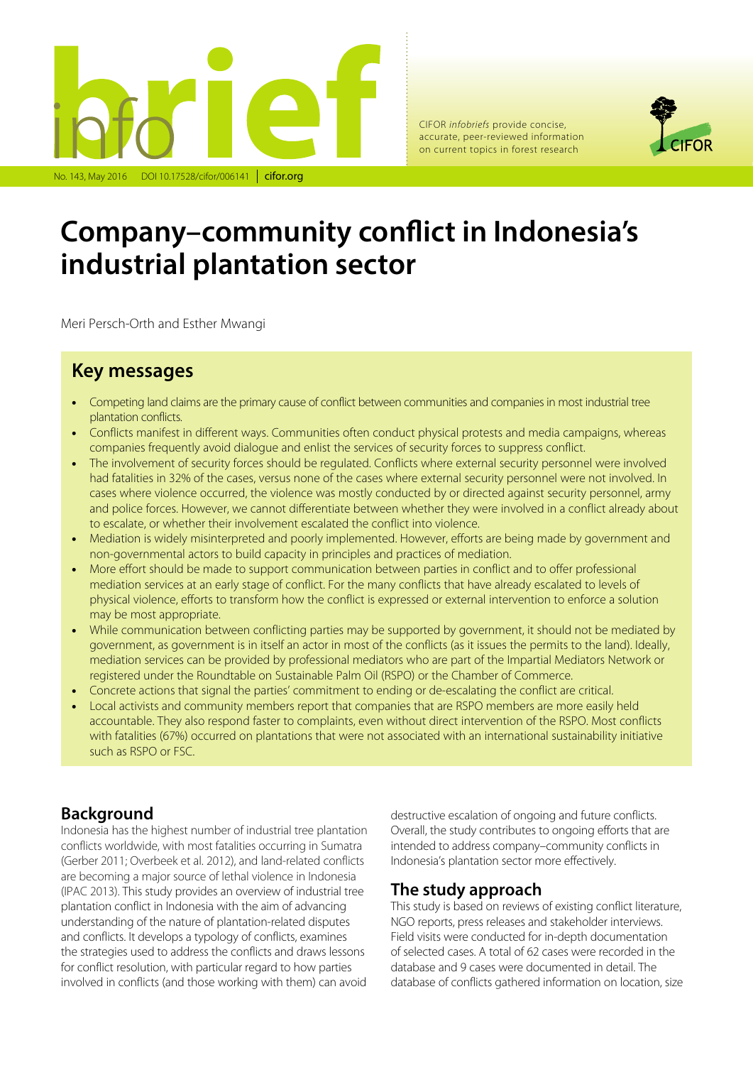# Company–community conflict in Indonesia's industrial plantation sector

Meri Persch-Orth and Esther Mwangi

## Key messages

- Competing land claims are the primary cause of conflict between communities and companies in most industrial tree plantation conflicts.
- Conflicts manifest in different ways. Communities often conduct physical protests and media campaigns, whereas companies frequently avoid dialogue and enlist the services of security forces to suppress conflict.
- The involvement of security forces should be regulated. Conflicts where external security personnel were involved had fatalities in 32% of the cases, versus none of the cases where external security personnel were not involved. In cases where violence occurred, the violence was mostly conducted by or directed against security personnel, army and police forces. However, we cannot differentiate between whether they were involved in a conflict already about to escalate, or whether their involvement escalated the conflict into violence.
- Mediation is widely misinterpreted and poorly implemented. However, efforts are being made by government and non-governmental actors to build capacity in principles and practices of mediation.
- More effort should be made to support communication between parties in conflict and to offer professional mediation services at an early stage of conflict. For the many conflicts that have already escalated to levels of physical violence, efforts to transform how the conflict is expressed or external intervention to enforce a solution may be most appropriate.
- While communication between conflicting parties may be supported by government, it should not be mediated by government, as government is in itself an actor in most of the conflicts (as it issues the permits to the land). Ideally, mediation services can be provided by professional mediators who are part of the Impartial Mediators Network or registered under the Roundtable on Sustainable Palm Oil (RSPO) or the Chamber of Commerce.
- Concrete actions that signal the parties' commitment to ending or de-escalating the conflict are critical.
- Local activists and community members report that companies that are RSPO members are more easily held accountable. They also respond faster to complaints, even without direct intervention of the RSPO. Most conflicts with fatalities (67%) occurred on plantations that were not associated with an international sustainability initiative such as RSPO or FSC.

## Background

Indonesia has the highest number of industrial tree plantation conflicts worldwide, with most fatalities occurring in Sumatra (Gerber 2011; Overbeek et al. 2012), and land-related conflicts are becoming a major source of lethal violence in Indonesia (IPAC 2013). This study provides an overview of industrial tree plantation conflict in Indonesia with the aim of advancing understanding of the nature of plantation-related disputes and conflicts. It develops a typology of conflicts, examines the strategies used to address the conflicts and draws lessons for conflict resolution, with particular regard to how parties involved in conflicts (and those working with them) can avoid destructive escalation of ongoing and future conflicts. Overall, the study contributes to ongoing efforts that are intended to address company–community conflicts in Indonesia's plantation sector more effectively.

## The study approach

This study is based on reviews of existing conflict literature, NGO reports, press releases and stakeholder interviews. Field visits were conducted for in-depth documentation of selected cases. A total of 62 cases were recorded in the database and 9 cases were documented in detail. The database of conflicts gathered information on location, size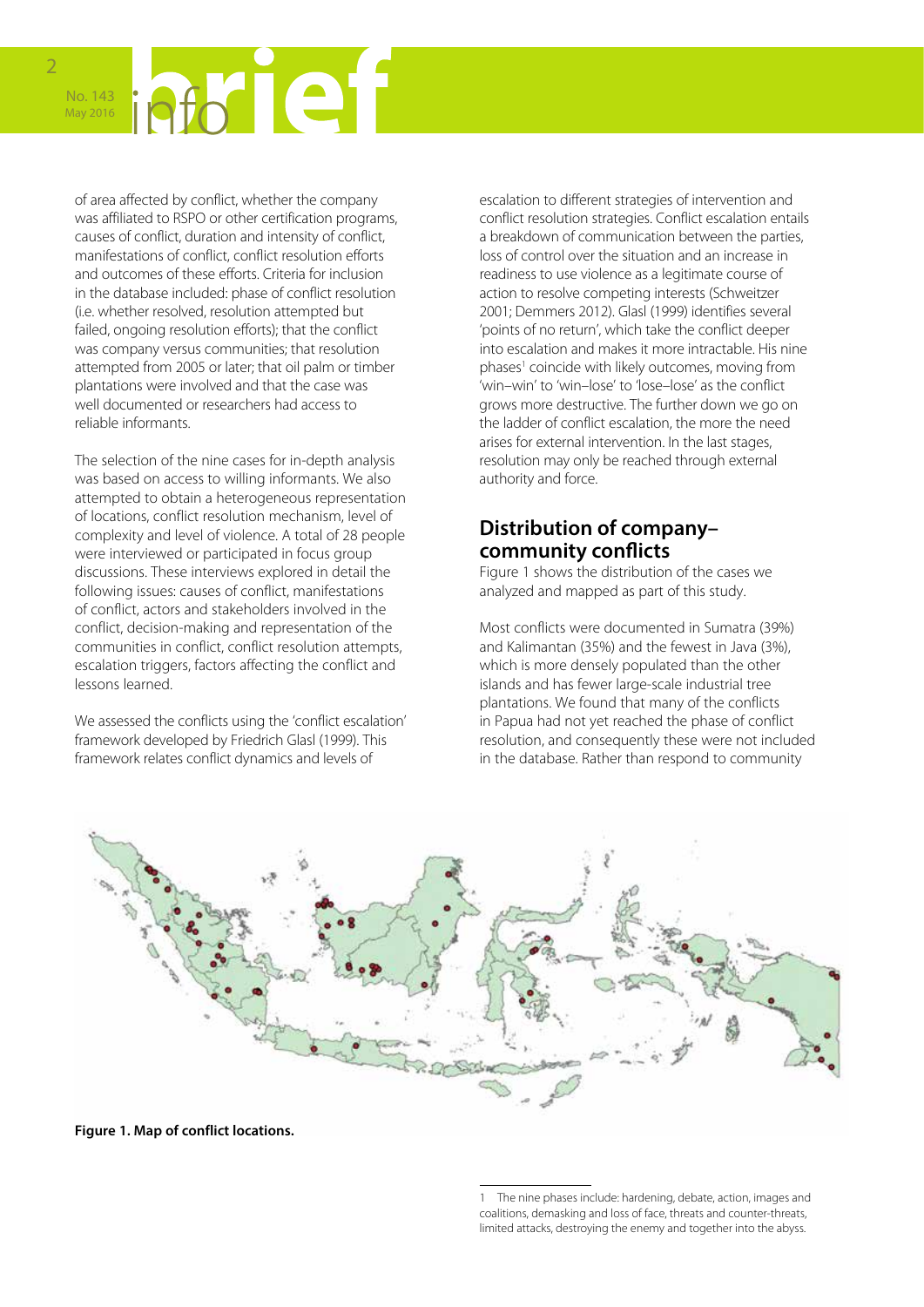of area affected by conflict, whether the company was affiliated to RSPO or other certification programs, causes of conflict, duration and intensity of conflict, manifestations of conflict, conflict resolution efforts and outcomes of these efforts. Criteria for inclusion in the database included: phase of conflict resolution (i.e. whether resolved, resolution attempted but failed, ongoing resolution efforts); that the conflict was company versus communities; that resolution attempted from 2005 or later; that oil palm or timber plantations were involved and that the case was well documented or researchers had access to reliable informants.

The selection of the nine cases for in-depth analysis was based on access to willing informants. We also attempted to obtain a heterogeneous representation of locations, conflict resolution mechanism, level of complexity and level of violence. A total of 28 people were interviewed or participated in focus group discussions. These interviews explored in detail the following issues: causes of conflict, manifestations of conflict, actors and stakeholders involved in the conflict, decision-making and representation of the communities in conflict, conflict resolution attempts, escalation triggers, factors affecting the conflict and lessons learned.

We assessed the conflicts using the 'conflict escalation' framework developed by Friedrich Glasl (1999). This framework relates conflict dynamics and levels of escalation to different strategies of intervention and conflict resolution strategies. Conflict escalation entails a breakdown of communication between the parties, loss of control over the situation and an increase in readiness to use violence as a legitimate course of action to resolve competing interests (Schweitzer 2001; Demmers 2012). Glasl (1999) identifies several 'points of no return', which take the conflict deeper into escalation and makes it more intractable. His nine phases[1] coincide with likely outcomes, moving from 'win–win' to 'win–lose' to 'lose–lose' as the conflict grows more destructive. The further down we go on the ladder of conflict escalation, the more the need arises for external intervention. In the last stages, resolution may only be reached through external authority and force.

## Distribution of company–community conflicts

Figure 1 shows the distribution of the cases we analyzed and mapped as part of this study.

Most conflicts were documented in Sumatra (39%) and Kalimantan (35%) and the fewest in Java (3%), which is more densely populated than the other islands and has fewer large-scale industrial tree plantations. We found that many of the conflicts in Papua had not yet reached the phase of conflict resolution, and consequently these were not included in the database. Rather than respond to community

**Figure 1. Map of conflict locations.**

[1] The nine phases include: hardening, debate, action, images and coalitions, demasking and loss of face, threats and counter-threats, limited attacks, destroying the enemy and together into the abyss.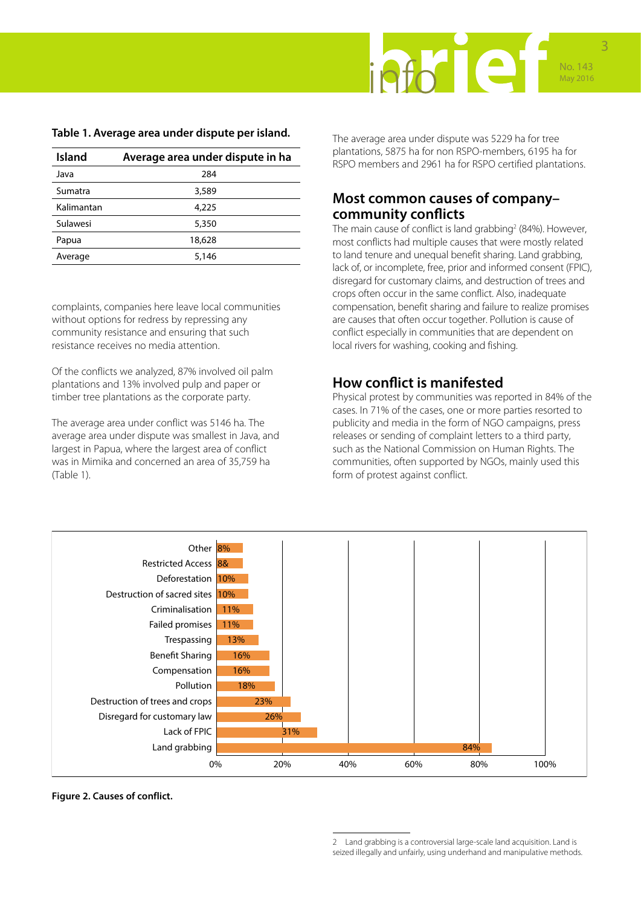**Table 1. Average area under dispute per island.**

| Island | Average area under dispute in ha |
| --- | --- |
| Java | 284 |
| Sumatra | 3,589 |
| Kalimantan | 4,225 |
| Sulawesi | 5,350 |
| Papua | 18,628 |
| Average | 5,146 |

complaints, companies here leave local communities without options for redress by repressing any community resistance and ensuring that such resistance receives no media attention.

Of the conflicts we analyzed, 87% involved oil palm plantations and 13% involved pulp and paper or timber tree plantations as the corporate party.

The average area under conflict was 5146 ha. The average area under dispute was smallest in Java, and largest in Papua, where the largest area of conflict was in Mimika and concerned an area of 35,759 ha (Table 1).

The average area under dispute was 5229 ha for tree plantations, 5875 ha for non RSPO-members, 6195 ha for RSPO members and 2961 ha for RSPO certified plantations.

## Most common causes of company–community conflicts

The main cause of conflict is land grabbing[2] (84%). However, most conflicts had multiple causes that were mostly related to land tenure and unequal benefit sharing. Land grabbing, lack of, or incomplete, free, prior and informed consent (FPIC), disregard for customary claims, and destruction of trees and crops often occur in the same conflict. Also, inadequate compensation, benefit sharing and failure to realize promises are causes that often occur together. Pollution is cause of conflict especially in communities that are dependent on local rivers for washing, cooking and fishing.

## How conflict is manifested

Physical protest by communities was reported in 84% of the cases. In 71% of the cases, one or more parties resorted to publicity and media in the form of NGO campaigns, press releases or sending of complaint letters to a third party, such as the National Commission on Human Rights. The communities, often supported by NGOs, mainly used this form of protest against conflict.

| Cause | Percentage |
| --- | --- |
| Other | 8% |
| Restricted Access | 8& |
| Deforestation | 10% |
| Destruction of sacred sites | 10% |
| Criminalisation | 11% |
| Failed promises | 11% |
| Trespassing | 13% |
| Benefit Sharing | 16% |
| Compensation | 16% |
| Pollution | 18% |
| Destruction of trees and crops | 23% |
| Disregard for customary law | 26% |
| Lack of FPIC | 31% |
| Land grabbing | 84% |

**Figure 2. Causes of conflict.**

2 Land grabbing is a controversial large-scale land acquisition. Land is seized illegally and unfairly, using underhand and manipulative methods.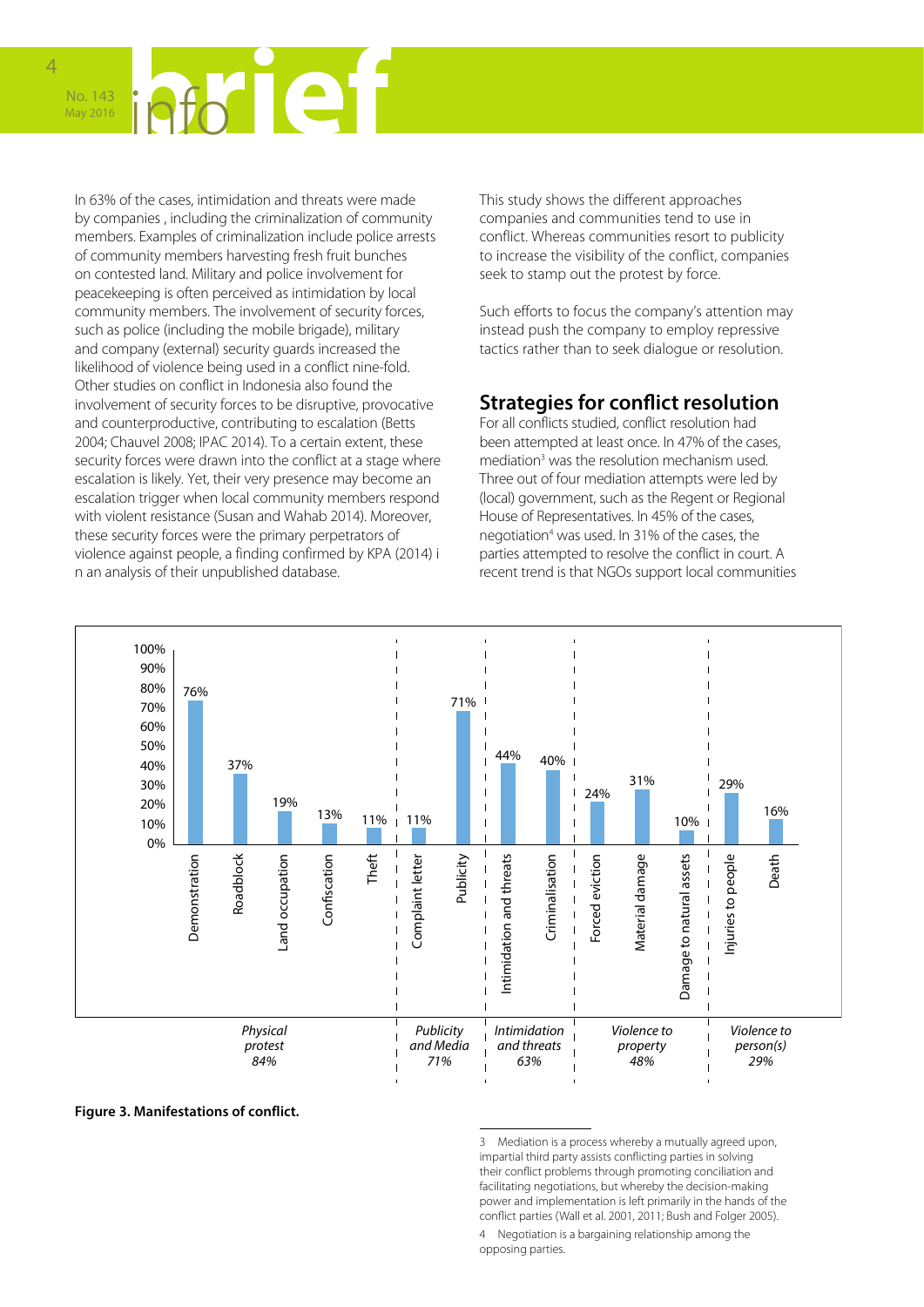In 63% of the cases, intimidation and threats were made by companies , including the criminalization of community members. Examples of criminalization include police arrests of community members harvesting fresh fruit bunches on contested land. Military and police involvement for peacekeeping is often perceived as intimidation by local community members. The involvement of security forces, such as police (including the mobile brigade), military and company (external) security guards increased the likelihood of violence being used in a conflict nine-fold. Other studies on conflict in Indonesia also found the involvement of security forces to be disruptive, provocative and counterproductive, contributing to escalation (Betts 2004; Chauvel 2008; IPAC 2014). To a certain extent, these security forces were drawn into the conflict at a stage where escalation is likely. Yet, their very presence may become an escalation trigger when local community members respond with violent resistance (Susan and Wahab 2014). Moreover, these security forces were the primary perpetrators of violence against people, a finding confirmed by KPA (2014) i n an analysis of their unpublished database.

This study shows the different approaches companies and communities tend to use in conflict. Whereas communities resort to publicity to increase the visibility of the conflict, companies seek to stamp out the protest by force.

Such efforts to focus the company's attention may instead push the company to employ repressive tactics rather than to seek dialogue or resolution.

## Strategies for conflict resolution

For all conflicts studied, conflict resolution had been attempted at least once. In 47% of the cases, mediation[3] was the resolution mechanism used. Three out of four mediation attempts were led by (local) government, such as the Regent or Regional House of Representatives. In 45% of the cases, negotiation[4] was used. In 31% of the cases, the parties attempted to resolve the conflict in court. A recent trend is that NGOs support local communities

| Category | Manifestation | % |
|---|---|---|
| Physical protest 84% | Demonstration | 76% |
| | Roadblock | 37% |
| | Land occupation | 19% |
| | Confiscation | 13% |
| | Theft | 11% |
| Publicity and Media 71% | Complaint letter | 11% |
| | Publicity | 71% |
| Intimidation and threats 63% | Intimidation and threats | 44% |
| | Criminalisation | 40% |
| Violence to property 48% | Forced eviction | 24% |
| | Material damage | 31% |
| | Damage to natural assets | 10% |
| Violence to person(s) 29% | Injuries to people | 29% |
| | Death | 16% |

**Figure 3. Manifestations of conflict.**

3 Mediation is a process whereby a mutually agreed upon, impartial third party assists conflicting parties in solving their conflict problems through promoting conciliation and facilitating negotiations, but whereby the decision-making power and implementation is left primarily in the hands of the conflict parties (Wall et al. 2001, 2011; Bush and Folger 2005).

4 Negotiation is a bargaining relationship among the opposing parties.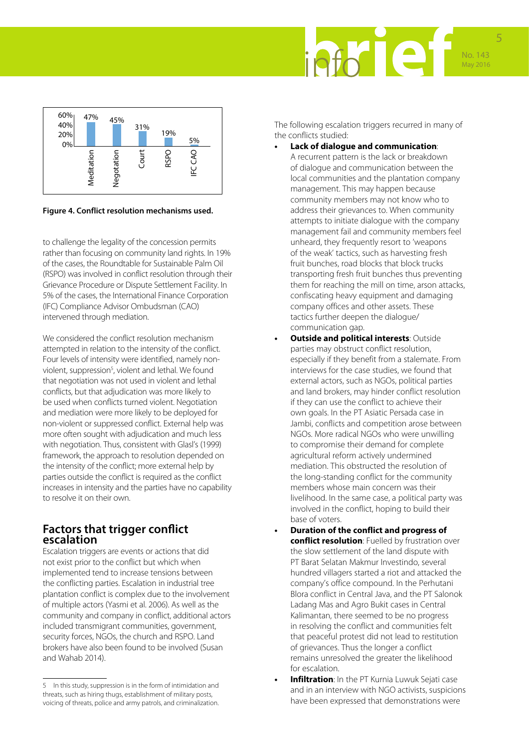| Mechanism | Percentage |
| --- | --- |
| Meditation | 47% |
| Negotation | 45% |
| Court | 31% |
| RSPO | 19% |
| IFC CAO | 5% |

**Figure 4. Conflict resolution mechanisms used.**

to challenge the legality of the concession permits rather than focusing on community land rights. In 19% of the cases, the Roundtable for Sustainable Palm Oil (RSPO) was involved in conflict resolution through their Grievance Procedure or Dispute Settlement Facility. In 5% of the cases, the International Finance Corporation (IFC) Compliance Advisor Ombudsman (CAO) intervened through mediation.

We considered the conflict resolution mechanism attempted in relation to the intensity of the conflict. Four levels of intensity were identified, namely non-violent, suppression[5], violent and lethal. We found that negotiation was not used in violent and lethal conflicts, but that adjudication was more likely to be used when conflicts turned violent. Negotiation and mediation were more likely to be deployed for non-violent or suppressed conflict. External help was more often sought with adjudication and much less with negotiation. Thus, consistent with Glasl's (1999) framework, the approach to resolution depended on the intensity of the conflict; more external help by parties outside the conflict is required as the conflict increases in intensity and the parties have no capability to resolve it on their own.

## Factors that trigger conflict escalation

Escalation triggers are events or actions that did not exist prior to the conflict but which when implemented tend to increase tensions between the conflicting parties. Escalation in industrial tree plantation conflict is complex due to the involvement of multiple actors (Yasmi et al. 2006). As well as the community and company in conflict, additional actors included transmigrant communities, government, security forces, NGOs, the church and RSPO. Land brokers have also been found to be involved (Susan and Wahab 2014).

5 In this study, suppression is in the form of intimidation and threats, such as hiring thugs, establishment of military posts, voicing of threats, police and army patrols, and criminalization.

The following escalation triggers recurred in many of the conflicts studied:

- **Lack of dialogue and communication**: A recurrent pattern is the lack or breakdown of dialogue and communication between the local communities and the plantation company management. This may happen because community members may not know who to address their grievances to. When community attempts to initiate dialogue with the company management fail and community members feel unheard, they frequently resort to 'weapons of the weak' tactics, such as harvesting fresh fruit bunches, road blocks that block trucks transporting fresh fruit bunches thus preventing them for reaching the mill on time, arson attacks, confiscating heavy equipment and damaging company offices and other assets. These tactics further deepen the dialogue/communication gap.
- **Outside and political interests**: Outside parties may obstruct conflict resolution, especially if they benefit from a stalemate. From interviews for the case studies, we found that external actors, such as NGOs, political parties and land brokers, may hinder conflict resolution if they can use the conflict to achieve their own goals. In the PT Asiatic Persada case in Jambi, conflicts and competition arose between NGOs. More radical NGOs who were unwilling to compromise their demand for complete agricultural reform actively undermined mediation. This obstructed the resolution of the long-standing conflict for the community members whose main concern was their livelihood. In the same case, a political party was involved in the conflict, hoping to build their base of voters.
- **Duration of the conflict and progress of conflict resolution**: Fuelled by frustration over the slow settlement of the land dispute with PT Barat Selatan Makmur Investindo, several hundred villagers started a riot and attacked the company's office compound. In the Perhutani Blora conflict in Central Java, and the PT Salonok Ladang Mas and Agro Bukit cases in Central Kalimantan, there seemed to be no progress in resolving the conflict and communities felt that peaceful protest did not lead to restitution of grievances. Thus the longer a conflict remains unresolved the greater the likelihood for escalation.
- **Infiltration**: In the PT Kurnia Luwuk Sejati case and in an interview with NGO activists, suspicions have been expressed that demonstrations were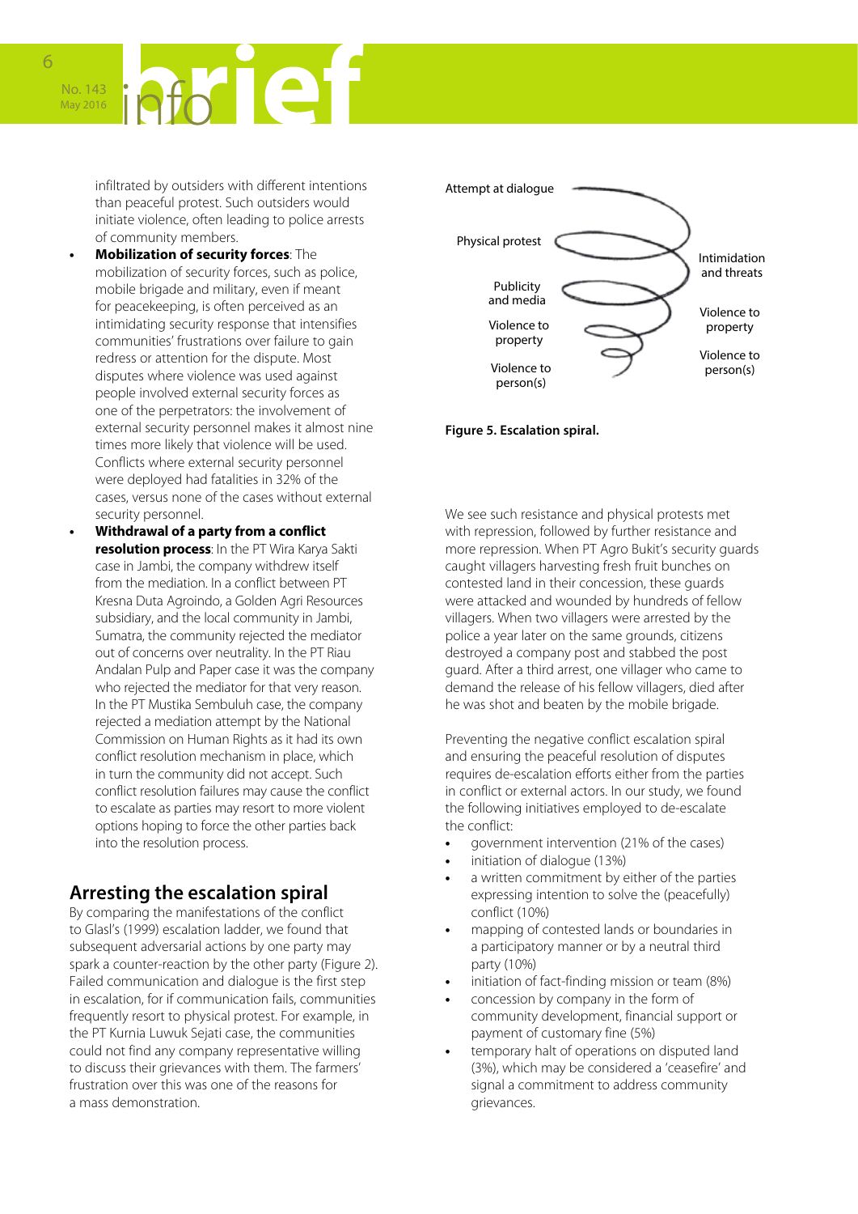infiltrated by outsiders with different intentions than peaceful protest. Such outsiders would initiate violence, often leading to police arrests of community members.

- **Mobilization of security forces**: The mobilization of security forces, such as police, mobile brigade and military, even if meant for peacekeeping, is often perceived as an intimidating security response that intensifies communities' frustrations over failure to gain redress or attention for the dispute. Most disputes where violence was used against people involved external security forces as one of the perpetrators: the involvement of external security personnel makes it almost nine times more likely that violence will be used. Conflicts where external security personnel were deployed had fatalities in 32% of the cases, versus none of the cases without external security personnel.
- **Withdrawal of a party from a conflict resolution process**: In the PT Wira Karya Sakti case in Jambi, the company withdrew itself from the mediation. In a conflict between PT Kresna Duta Agroindo, a Golden Agri Resources subsidiary, and the local community in Jambi, Sumatra, the community rejected the mediator out of concerns over neutrality. In the PT Riau Andalan Pulp and Paper case it was the company who rejected the mediator for that very reason. In the PT Mustika Sembuluh case, the company rejected a mediation attempt by the National Commission on Human Rights as it had its own conflict resolution mechanism in place, which in turn the community did not accept. Such conflict resolution failures may cause the conflict to escalate as parties may resort to more violent options hoping to force the other parties back into the resolution process.

## Arresting the escalation spiral

By comparing the manifestations of the conflict to Glasl's (1999) escalation ladder, we found that subsequent adversarial actions by one party may spark a counter-reaction by the other party (Figure 2). Failed communication and dialogue is the first step in escalation, for if communication fails, communities frequently resort to physical protest. For example, in the PT Kurnia Luwuk Sejati case, the communities could not find any company representative willing to discuss their grievances with them. The farmers' frustration over this was one of the reasons for a mass demonstration.

Attempt at dialogue
Physical protest
Publicity and media
Violence to property
Violence to person(s)
Intimidation and threats
Violence to property
Violence to person(s)

**Figure 5. Escalation spiral.**

We see such resistance and physical protests met with repression, followed by further resistance and more repression. When PT Agro Bukit's security guards caught villagers harvesting fresh fruit bunches on contested land in their concession, these guards were attacked and wounded by hundreds of fellow villagers. When two villagers were arrested by the police a year later on the same grounds, citizens destroyed a company post and stabbed the post guard. After a third arrest, one villager who came to demand the release of his fellow villagers, died after he was shot and beaten by the mobile brigade.

Preventing the negative conflict escalation spiral and ensuring the peaceful resolution of disputes requires de-escalation efforts either from the parties in conflict or external actors. In our study, we found the following initiatives employed to de-escalate the conflict:

- government intervention (21% of the cases)
- initiation of dialogue (13%)
- a written commitment by either of the parties expressing intention to solve the (peacefully) conflict (10%)
- mapping of contested lands or boundaries in a participatory manner or by a neutral third party (10%)
- initiation of fact-finding mission or team (8%)
- concession by company in the form of community development, financial support or payment of customary fine (5%)
- temporary halt of operations on disputed land (3%), which may be considered a 'ceasefire' and signal a commitment to address community grievances.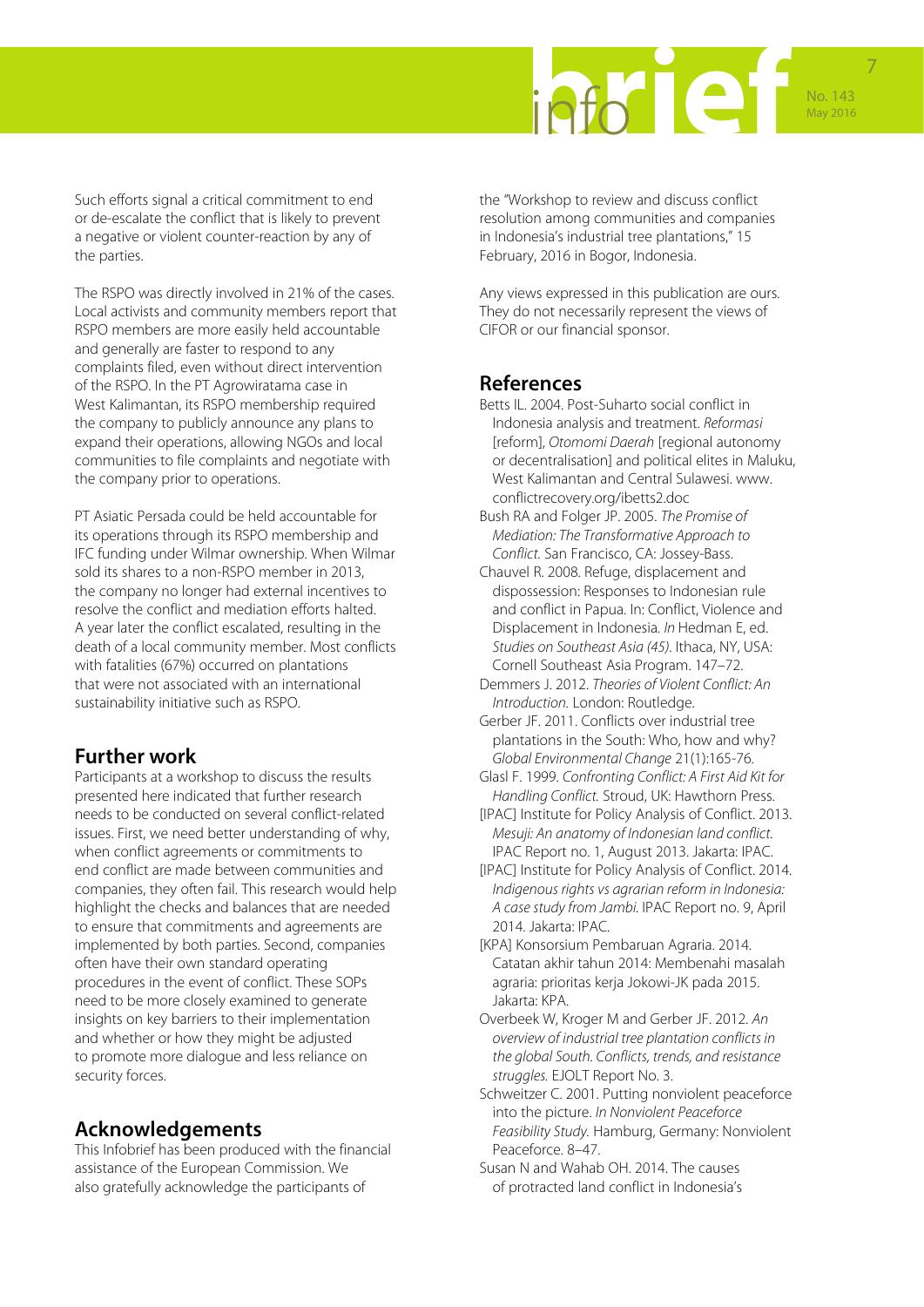Such efforts signal a critical commitment to end or de-escalate the conflict that is likely to prevent a negative or violent counter-reaction by any of the parties.

The RSPO was directly involved in 21% of the cases. Local activists and community members report that RSPO members are more easily held accountable and generally are faster to respond to any complaints filed, even without direct intervention of the RSPO. In the PT Agrowiratama case in West Kalimantan, its RSPO membership required the company to publicly announce any plans to expand their operations, allowing NGOs and local communities to file complaints and negotiate with the company prior to operations.

PT Asiatic Persada could be held accountable for its operations through its RSPO membership and IFC funding under Wilmar ownership. When Wilmar sold its shares to a non-RSPO member in 2013, the company no longer had external incentives to resolve the conflict and mediation efforts halted. A year later the conflict escalated, resulting in the death of a local community member. Most conflicts with fatalities (67%) occurred on plantations that were not associated with an international sustainability initiative such as RSPO.

## Further work

Participants at a workshop to discuss the results presented here indicated that further research needs to be conducted on several conflict-related issues. First, we need better understanding of why, when conflict agreements or commitments to end conflict are made between communities and companies, they often fail. This research would help highlight the checks and balances that are needed to ensure that commitments and agreements are implemented by both parties. Second, companies often have their own standard operating procedures in the event of conflict. These SOPs need to be more closely examined to generate insights on key barriers to their implementation and whether or how they might be adjusted to promote more dialogue and less reliance on security forces.

## Acknowledgements

This Infobrief has been produced with the financial assistance of the European Commission. We also gratefully acknowledge the participants of the "Workshop to review and discuss conflict resolution among communities and companies in Indonesia's industrial tree plantations," 15 February, 2016 in Bogor, Indonesia.

Any views expressed in this publication are ours. They do not necessarily represent the views of CIFOR or our financial sponsor.

## References

Betts IL. 2004. Post-Suharto social conflict in Indonesia analysis and treatment. *Reformasi* [reform], *Otomomi Daerah* [regional autonomy or decentralisation] and political elites in Maluku, West Kalimantan and Central Sulawesi. www.conflictrecovery.org/ibetts2.doc

Bush RA and Folger JP. 2005. *The Promise of Mediation: The Transformative Approach to Conflict.* San Francisco, CA: Jossey-Bass.

Chauvel R. 2008. Refuge, displacement and dispossession: Responses to Indonesian rule and conflict in Papua. In: Conflict, Violence and Displacement in Indonesia. *In* Hedman E, ed. *Studies on Southeast Asia (45).* Ithaca, NY, USA: Cornell Southeast Asia Program. 147–72.

Demmers J. 2012. *Theories of Violent Conflict: An Introduction.* London: Routledge.

Gerber JF. 2011. Conflicts over industrial tree plantations in the South: Who, how and why? *Global Environmental Change* 21(1):165-76.

Glasl F. 1999. *Confronting Conflict: A First Aid Kit for Handling Conflict.* Stroud, UK: Hawthorn Press.

[IPAC] Institute for Policy Analysis of Conflict. 2013. *Mesuji: An anatomy of Indonesian land conflict.* IPAC Report no. 1, August 2013. Jakarta: IPAC.

[IPAC] Institute for Policy Analysis of Conflict. 2014. *Indigenous rights vs agrarian reform in Indonesia: A case study from Jambi.* IPAC Report no. 9, April 2014. Jakarta: IPAC.

[KPA] Konsorsium Pembaruan Agraria. 2014. Catatan akhir tahun 2014: Membenahi masalah agraria: prioritas kerja Jokowi-JK pada 2015. Jakarta: KPA.

Overbeek W, Kroger M and Gerber JF. 2012. *An overview of industrial tree plantation conflicts in the global South. Conflicts, trends, and resistance struggles.* EJOLT Report No. 3.

Schweitzer C. 2001. Putting nonviolent peaceforce into the picture. *In Nonviolent Peaceforce Feasibility Study.* Hamburg, Germany: Nonviolent Peaceforce. 8–47.

Susan N and Wahab OH. 2014. The causes of protracted land conflict in Indonesia's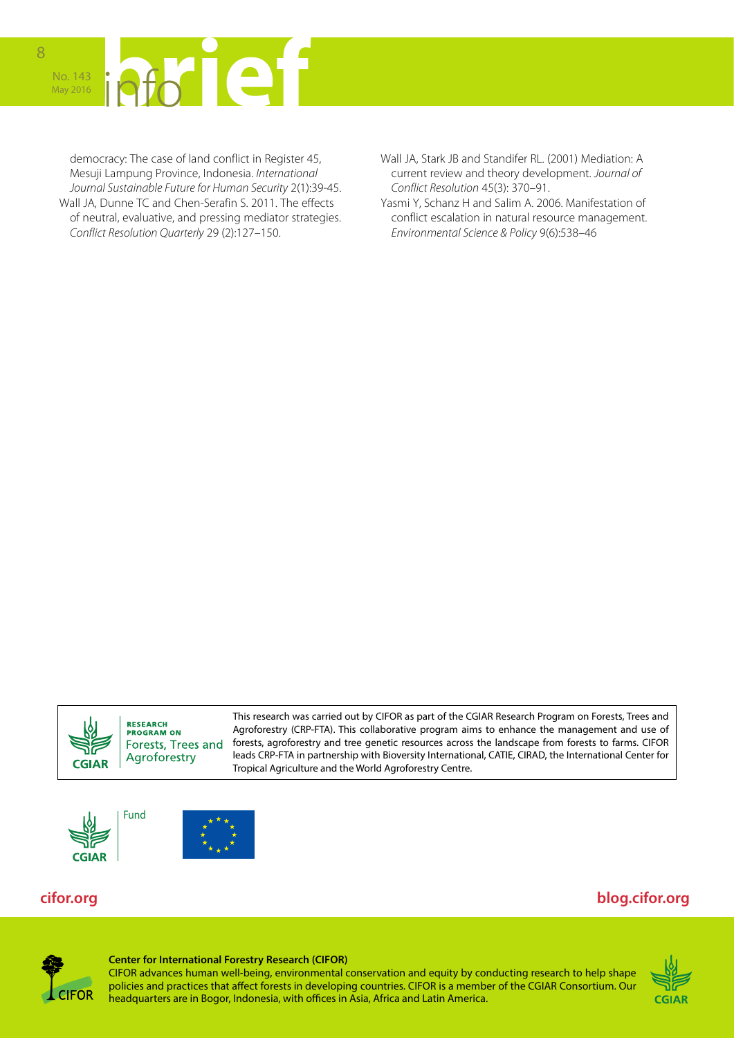democracy: The case of land conflict in Register 45, Mesuji Lampung Province, Indonesia. *International Journal Sustainable Future for Human Security* 2(1):39-45.

Wall JA, Dunne TC and Chen-Serafin S. 2011. The effects of neutral, evaluative, and pressing mediator strategies. *Conflict Resolution Quarterly* 29 (2):127–150.

Wall JA, Stark JB and Standifer RL. (2001) Mediation: A current review and theory development. *Journal of Conflict Resolution* 45(3): 370–91.

Yasmi Y, Schanz H and Salim A. 2006. Manifestation of conflict escalation in natural resource management. *Environmental Science & Policy* 9(6):538–46

RESEARCH PROGRAM ON Forests, Trees and Agroforestry

This research was carried out by CIFOR as part of the CGIAR Research Program on Forests, Trees and Agroforestry (CRP-FTA). This collaborative program aims to enhance the management and use of forests, agroforestry and tree genetic resources across the landscape from forests to farms. CIFOR leads CRP-FTA in partnership with Bioversity International, CATIE, CIRAD, the International Center for Tropical Agriculture and the World Agroforestry Centre.

CGIAR Fund

cifor.org

blog.cifor.org

**Center for International Forestry Research (CIFOR)**

CIFOR advances human well-being, environmental conservation and equity by conducting research to help shape policies and practices that affect forests in developing countries. CIFOR is a member of the CGIAR Consortium. Our headquarters are in Bogor, Indonesia, with offices in Asia, Africa and Latin America.